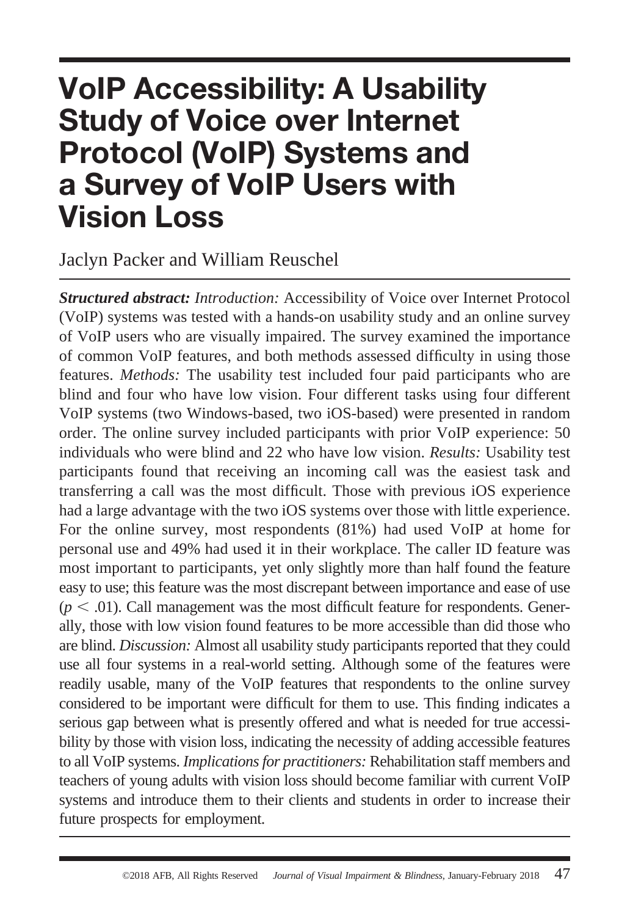# VoIP Accessibility: A Usability Study of Voice over Internet Protocol (VoIP) Systems and a Survey of VoIP Users with Vision Loss

Jaclyn Packer and William Reuschel

***Structured abstract:*** *Introduction:* Accessibility of Voice over Internet Protocol (VoIP) systems was tested with a hands-on usability study and an online survey of VoIP users who are visually impaired. The survey examined the importance of common VoIP features, and both methods assessed difficulty in using those features. *Methods:* The usability test included four paid participants who are blind and four who have low vision. Four different tasks using four different VoIP systems (two Windows-based, two iOS-based) were presented in random order. The online survey included participants with prior VoIP experience: 50 individuals who were blind and 22 who have low vision. *Results:* Usability test participants found that receiving an incoming call was the easiest task and transferring a call was the most difficult. Those with previous iOS experience had a large advantage with the two iOS systems over those with little experience. For the online survey, most respondents (81%) had used VoIP at home for personal use and 49% had used it in their workplace. The caller ID feature was most important to participants, yet only slightly more than half found the feature easy to use; this feature was the most discrepant between importance and ease of use ($p < .01$). Call management was the most difficult feature for respondents. Generally, those with low vision found features to be more accessible than did those who are blind. *Discussion:* Almost all usability study participants reported that they could use all four systems in a real-world setting. Although some of the features were readily usable, many of the VoIP features that respondents to the online survey considered to be important were difficult for them to use. This finding indicates a serious gap between what is presently offered and what is needed for true accessibility by those with vision loss, indicating the necessity of adding accessible features to all VoIP systems. *Implications for practitioners:* Rehabilitation staff members and teachers of young adults with vision loss should become familiar with current VoIP systems and introduce them to their clients and students in order to increase their future prospects for employment.

©2018 AFB, All Rights Reserved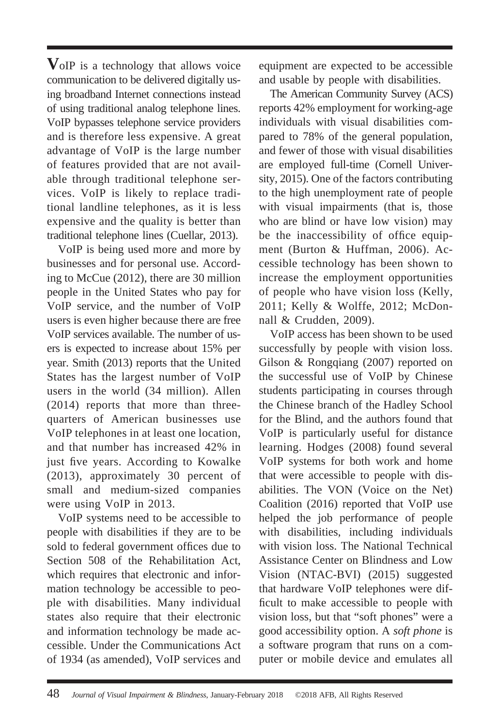VoIP is a technology that allows voice communication to be delivered digitally using broadband Internet connections instead of using traditional analog telephone lines. VoIP bypasses telephone service providers and is therefore less expensive. A great advantage of VoIP is the large number of features provided that are not available through traditional telephone services. VoIP is likely to replace traditional landline telephones, as it is less expensive and the quality is better than traditional telephone lines (Cuellar, 2013).

VoIP is being used more and more by businesses and for personal use. According to McCue (2012), there are 30 million people in the United States who pay for VoIP service, and the number of VoIP users is even higher because there are free VoIP services available. The number of users is expected to increase about 15% per year. Smith (2013) reports that the United States has the largest number of VoIP users in the world (34 million). Allen (2014) reports that more than three-quarters of American businesses use VoIP telephones in at least one location, and that number has increased 42% in just five years. According to Kowalke (2013), approximately 30 percent of small and medium-sized companies were using VoIP in 2013.

VoIP systems need to be accessible to people with disabilities if they are to be sold to federal government offices due to Section 508 of the Rehabilitation Act, which requires that electronic and information technology be accessible to people with disabilities. Many individual states also require that their electronic and information technology be made accessible. Under the Communications Act of 1934 (as amended), VoIP services and equipment are expected to be accessible and usable by people with disabilities.

The American Community Survey (ACS) reports 42% employment for working-age individuals with visual disabilities compared to 78% of the general population, and fewer of those with visual disabilities are employed full-time (Cornell University, 2015). One of the factors contributing to the high unemployment rate of people with visual impairments (that is, those who are blind or have low vision) may be the inaccessibility of office equipment (Burton & Huffman, 2006). Accessible technology has been shown to increase the employment opportunities of people who have vision loss (Kelly, 2011; Kelly & Wolffe, 2012; McDonnall & Crudden, 2009).

VoIP access has been shown to be used successfully by people with vision loss. Gilson & Rongqiang (2007) reported on the successful use of VoIP by Chinese students participating in courses through the Chinese branch of the Hadley School for the Blind, and the authors found that VoIP is particularly useful for distance learning. Hodges (2008) found several VoIP systems for both work and home that were accessible to people with disabilities. The VON (Voice on the Net) Coalition (2016) reported that VoIP use helped the job performance of people with disabilities, including individuals with vision loss. The National Technical Assistance Center on Blindness and Low Vision (NTAC-BVI) (2015) suggested that hardware VoIP telephones were difficult to make accessible to people with vision loss, but that "soft phones" were a good accessibility option. A *soft phone* is a software program that runs on a computer or mobile device and emulates all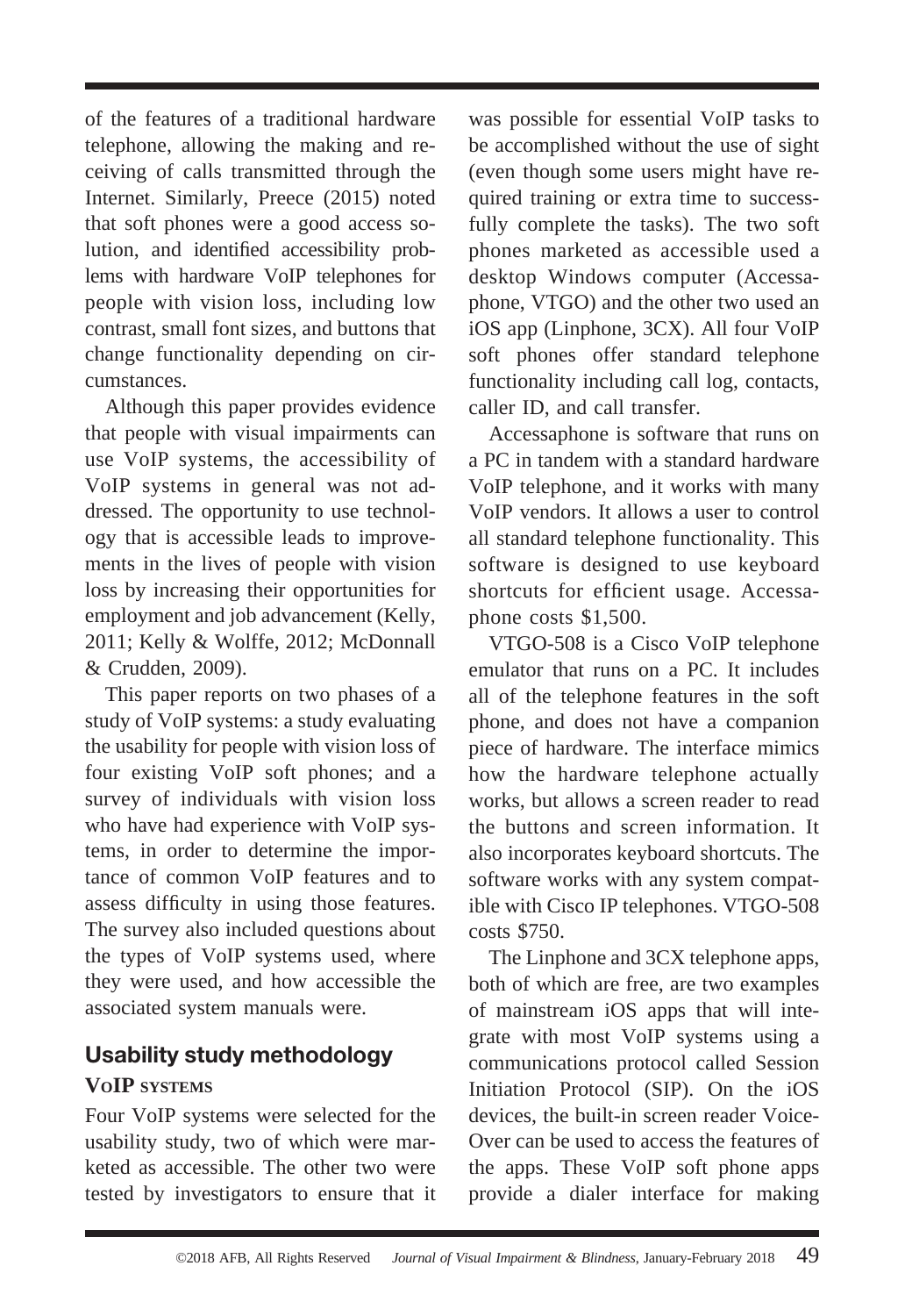of the features of a traditional hardware telephone, allowing the making and receiving of calls transmitted through the Internet. Similarly, Preece (2015) noted that soft phones were a good access solution, and identified accessibility problems with hardware VoIP telephones for people with vision loss, including low contrast, small font sizes, and buttons that change functionality depending on circumstances.

Although this paper provides evidence that people with visual impairments can use VoIP systems, the accessibility of VoIP systems in general was not addressed. The opportunity to use technology that is accessible leads to improvements in the lives of people with vision loss by increasing their opportunities for employment and job advancement (Kelly, 2011; Kelly & Wolffe, 2012; McDonnall & Crudden, 2009).

This paper reports on two phases of a study of VoIP systems: a study evaluating the usability for people with vision loss of four existing VoIP soft phones; and a survey of individuals with vision loss who have had experience with VoIP systems, in order to determine the importance of common VoIP features and to assess difficulty in using those features. The survey also included questions about the types of VoIP systems used, where they were used, and how accessible the associated system manuals were.

## Usability study methodology

### VoIP systems

Four VoIP systems were selected for the usability study, two of which were marketed as accessible. The other two were tested by investigators to ensure that it was possible for essential VoIP tasks to be accomplished without the use of sight (even though some users might have required training or extra time to successfully complete the tasks). The two soft phones marketed as accessible used a desktop Windows computer (Accessaphone, VTGO) and the other two used an iOS app (Linphone, 3CX). All four VoIP soft phones offer standard telephone functionality including call log, contacts, caller ID, and call transfer.

Accessaphone is software that runs on a PC in tandem with a standard hardware VoIP telephone, and it works with many VoIP vendors. It allows a user to control all standard telephone functionality. This software is designed to use keyboard shortcuts for efficient usage. Accessaphone costs $1,500.

VTGO-508 is a Cisco VoIP telephone emulator that runs on a PC. It includes all of the telephone features in the soft phone, and does not have a companion piece of hardware. The interface mimics how the hardware telephone actually works, but allows a screen reader to read the buttons and screen information. It also incorporates keyboard shortcuts. The software works with any system compatible with Cisco IP telephones. VTGO-508 costs $750.

The Linphone and 3CX telephone apps, both of which are free, are two examples of mainstream iOS apps that will integrate with most VoIP systems using a communications protocol called Session Initiation Protocol (SIP). On the iOS devices, the built-in screen reader VoiceOver can be used to access the features of the apps. These VoIP soft phone apps provide a dialer interface for making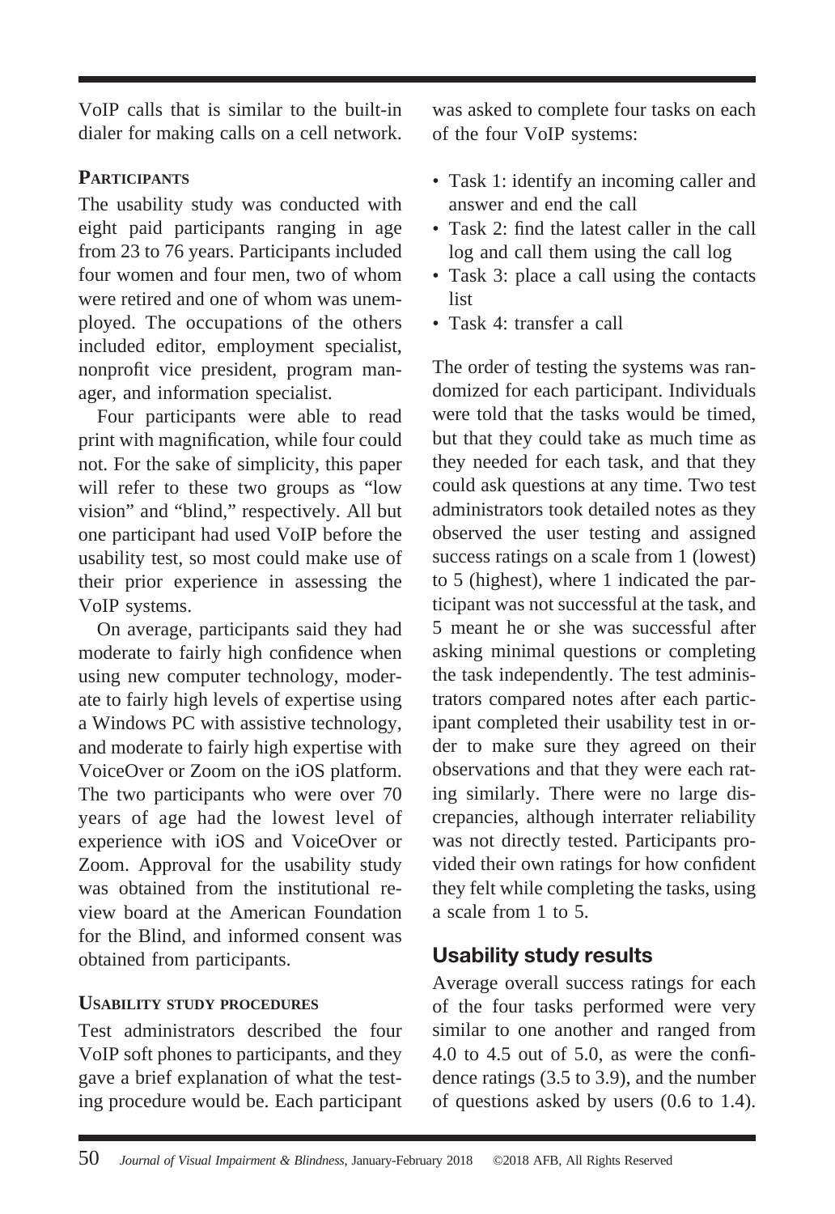VoIP calls that is similar to the built-in dialer for making calls on a cell network.

### Participants

The usability study was conducted with eight paid participants ranging in age from 23 to 76 years. Participants included four women and four men, two of whom were retired and one of whom was unemployed. The occupations of the others included editor, employment specialist, nonprofit vice president, program manager, and information specialist.

Four participants were able to read print with magnification, while four could not. For the sake of simplicity, this paper will refer to these two groups as "low vision" and "blind," respectively. All but one participant had used VoIP before the usability test, so most could make use of their prior experience in assessing the VoIP systems.

On average, participants said they had moderate to fairly high confidence when using new computer technology, moderate to fairly high levels of expertise using a Windows PC with assistive technology, and moderate to fairly high expertise with VoiceOver or Zoom on the iOS platform. The two participants who were over 70 years of age had the lowest level of experience with iOS and VoiceOver or Zoom. Approval for the usability study was obtained from the institutional review board at the American Foundation for the Blind, and informed consent was obtained from participants.

### Usability study procedures

Test administrators described the four VoIP soft phones to participants, and they gave a brief explanation of what the testing procedure would be. Each participant was asked to complete four tasks on each of the four VoIP systems:

- Task 1: identify an incoming caller and answer and end the call
- Task 2: find the latest caller in the call log and call them using the call log
- Task 3: place a call using the contacts list
- Task 4: transfer a call

The order of testing the systems was randomized for each participant. Individuals were told that the tasks would be timed, but that they could take as much time as they needed for each task, and that they could ask questions at any time. Two test administrators took detailed notes as they observed the user testing and assigned success ratings on a scale from 1 (lowest) to 5 (highest), where 1 indicated the participant was not successful at the task, and 5 meant he or she was successful after asking minimal questions or completing the task independently. The test administrators compared notes after each participant completed their usability test in order to make sure they agreed on their observations and that they were each rating similarly. There were no large discrepancies, although interrater reliability was not directly tested. Participants provided their own ratings for how confident they felt while completing the tasks, using a scale from 1 to 5.

## Usability study results

Average overall success ratings for each of the four tasks performed were very similar to one another and ranged from 4.0 to 4.5 out of 5.0, as were the confidence ratings (3.5 to 3.9), and the number of questions asked by users (0.6 to 1.4).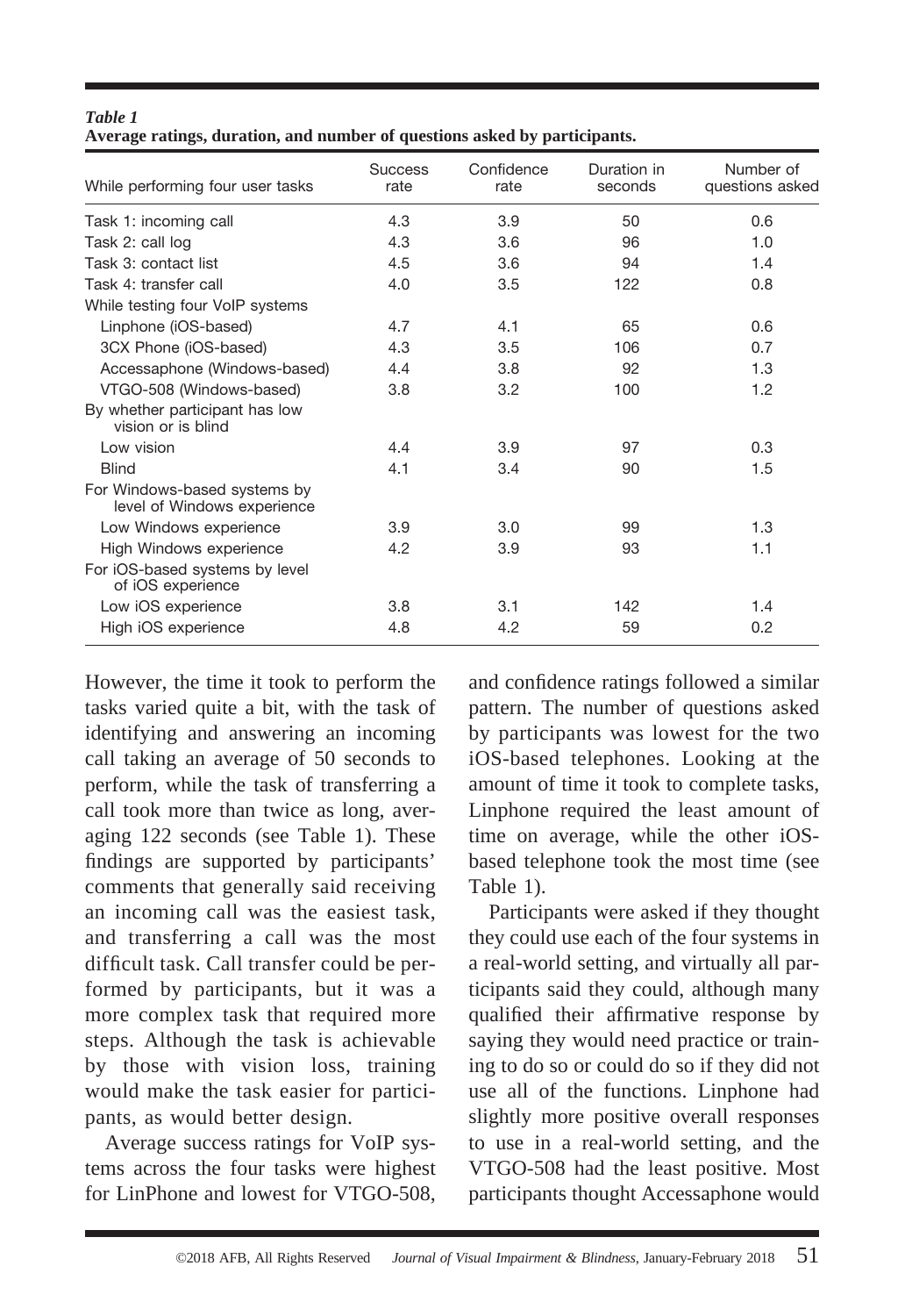*Table 1*
**Average ratings, duration, and number of questions asked by participants.**

| While performing four user tasks | Success rate | Confidence rate | Duration in seconds | Number of questions asked |
|---|---|---|---|---|
| Task 1: incoming call | 4.3 | 3.9 | 50 | 0.6 |
| Task 2: call log | 4.3 | 3.6 | 96 | 1.0 |
| Task 3: contact list | 4.5 | 3.6 | 94 | 1.4 |
| Task 4: transfer call | 4.0 | 3.5 | 122 | 0.8 |
| While testing four VoIP systems | | | | |
| Linphone (iOS-based) | 4.7 | 4.1 | 65 | 0.6 |
| 3CX Phone (iOS-based) | 4.3 | 3.5 | 106 | 0.7 |
| Accessaphone (Windows-based) | 4.4 | 3.8 | 92 | 1.3 |
| VTGO-508 (Windows-based) | 3.8 | 3.2 | 100 | 1.2 |
| By whether participant has low vision or is blind | | | | |
| Low vision | 4.4 | 3.9 | 97 | 0.3 |
| Blind | 4.1 | 3.4 | 90 | 1.5 |
| For Windows-based systems by level of Windows experience | | | | |
| Low Windows experience | 3.9 | 3.0 | 99 | 1.3 |
| High Windows experience | 4.2 | 3.9 | 93 | 1.1 |
| For iOS-based systems by level of iOS experience | | | | |
| Low iOS experience | 3.8 | 3.1 | 142 | 1.4 |
| High iOS experience | 4.8 | 4.2 | 59 | 0.2 |

However, the time it took to perform the tasks varied quite a bit, with the task of identifying and answering an incoming call taking an average of 50 seconds to perform, while the task of transferring a call took more than twice as long, averaging 122 seconds (see Table 1). These findings are supported by participants' comments that generally said receiving an incoming call was the easiest task, and transferring a call was the most difficult task. Call transfer could be performed by participants, but it was a more complex task that required more steps. Although the task is achievable by those with vision loss, training would make the task easier for participants, as would better design.

Average success ratings for VoIP systems across the four tasks were highest for LinPhone and lowest for VTGO-508, and confidence ratings followed a similar pattern. The number of questions asked by participants was lowest for the two iOS-based telephones. Looking at the amount of time it took to complete tasks, Linphone required the least amount of time on average, while the other iOS-based telephone took the most time (see Table 1).

Participants were asked if they thought they could use each of the four systems in a real-world setting, and virtually all participants said they could, although many qualified their affirmative response by saying they would need practice or training to do so or could do so if they did not use all of the functions. Linphone had slightly more positive overall responses to use in a real-world setting, and the VTGO-508 had the least positive. Most participants thought Accessaphone would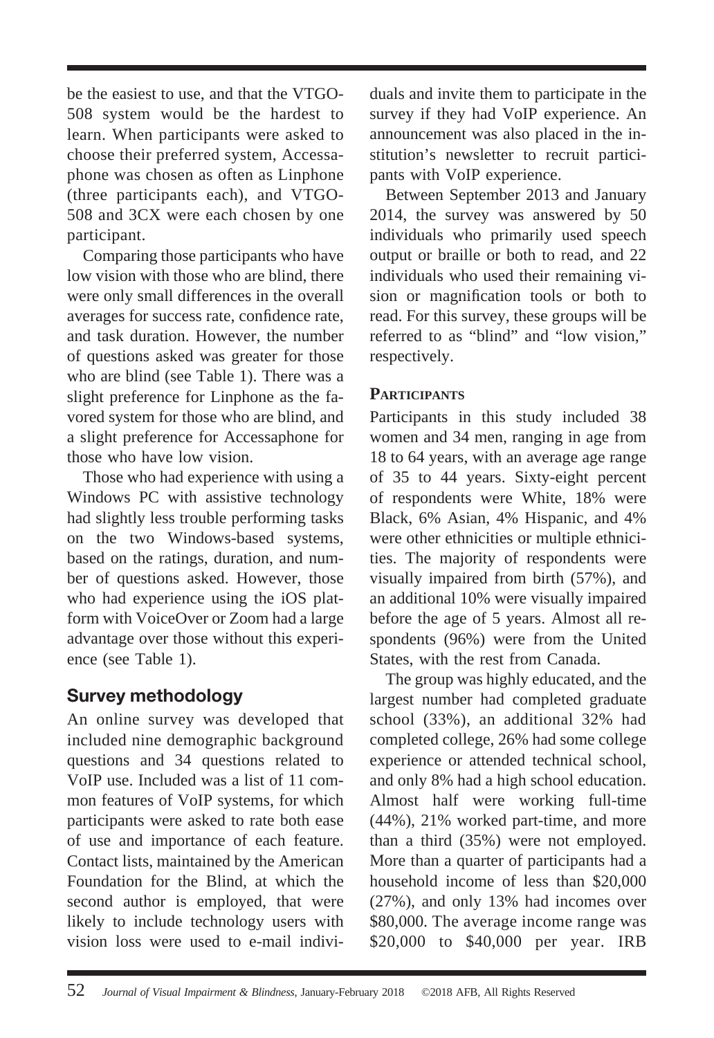be the easiest to use, and that the VTGO-508 system would be the hardest to learn. When participants were asked to choose their preferred system, Accessaphone was chosen as often as Linphone (three participants each), and VTGO-508 and 3CX were each chosen by one participant.

Comparing those participants who have low vision with those who are blind, there were only small differences in the overall averages for success rate, confidence rate, and task duration. However, the number of questions asked was greater for those who are blind (see Table 1). There was a slight preference for Linphone as the favored system for those who are blind, and a slight preference for Accessaphone for those who have low vision.

Those who had experience with using a Windows PC with assistive technology had slightly less trouble performing tasks on the two Windows-based systems, based on the ratings, duration, and number of questions asked. However, those who had experience using the iOS platform with VoiceOver or Zoom had a large advantage over those without this experience (see Table 1).

## Survey methodology

An online survey was developed that included nine demographic background questions and 34 questions related to VoIP use. Included was a list of 11 common features of VoIP systems, for which participants were asked to rate both ease of use and importance of each feature. Contact lists, maintained by the American Foundation for the Blind, at which the second author is employed, that were likely to include technology users with vision loss were used to e-mail individuals and invite them to participate in the survey if they had VoIP experience. An announcement was also placed in the institution's newsletter to recruit participants with VoIP experience.

Between September 2013 and January 2014, the survey was answered by 50 individuals who primarily used speech output or braille or both to read, and 22 individuals who used their remaining vision or magnification tools or both to read. For this survey, these groups will be referred to as "blind" and "low vision," respectively.

### Participants

Participants in this study included 38 women and 34 men, ranging in age from 18 to 64 years, with an average age range of 35 to 44 years. Sixty-eight percent of respondents were White, 18% were Black, 6% Asian, 4% Hispanic, and 4% were other ethnicities or multiple ethnicities. The majority of respondents were visually impaired from birth (57%), and an additional 10% were visually impaired before the age of 5 years. Almost all respondents (96%) were from the United States, with the rest from Canada.

The group was highly educated, and the largest number had completed graduate school (33%), an additional 32% had completed college, 26% had some college experience or attended technical school, and only 8% had a high school education. Almost half were working full-time (44%), 21% worked part-time, and more than a third (35%) were not employed. More than a quarter of participants had a household income of less than $20,000 (27%), and only 13% had incomes over $80,000. The average income range was $20,000 to $40,000 per year. IRB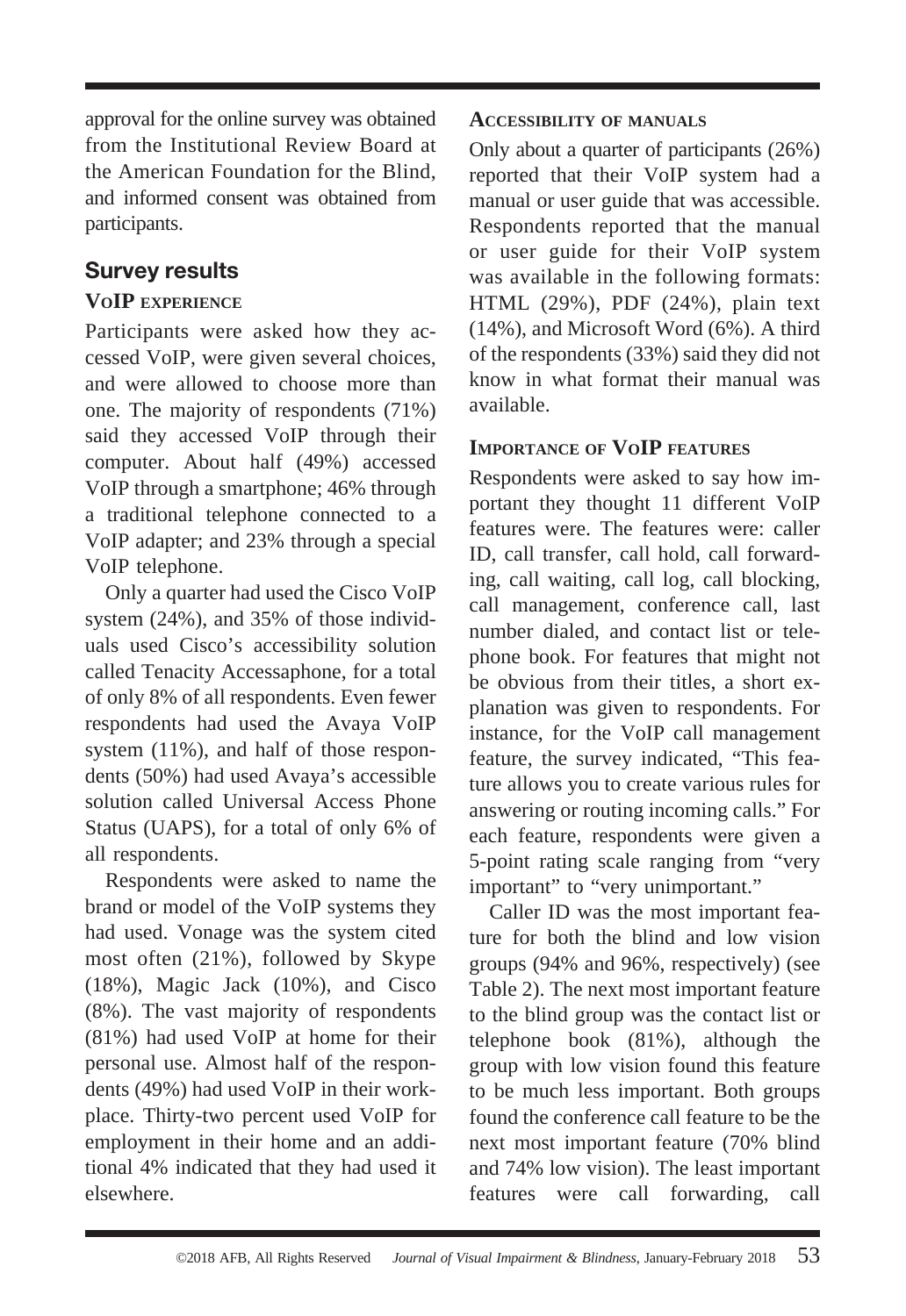approval for the online survey was obtained from the Institutional Review Board at the American Foundation for the Blind, and informed consent was obtained from participants.

## Survey results

### VoIP experience

Participants were asked how they accessed VoIP, were given several choices, and were allowed to choose more than one. The majority of respondents (71%) said they accessed VoIP through their computer. About half (49%) accessed VoIP through a smartphone; 46% through a traditional telephone connected to a VoIP adapter; and 23% through a special VoIP telephone.

Only a quarter had used the Cisco VoIP system (24%), and 35% of those individuals used Cisco's accessibility solution called Tenacity Accessaphone, for a total of only 8% of all respondents. Even fewer respondents had used the Avaya VoIP system (11%), and half of those respondents (50%) had used Avaya's accessible solution called Universal Access Phone Status (UAPS), for a total of only 6% of all respondents.

Respondents were asked to name the brand or model of the VoIP systems they had used. Vonage was the system cited most often (21%), followed by Skype (18%), Magic Jack (10%), and Cisco (8%). The vast majority of respondents (81%) had used VoIP at home for their personal use. Almost half of the respondents (49%) had used VoIP in their workplace. Thirty-two percent used VoIP for employment in their home and an additional 4% indicated that they had used it elsewhere.

### Accessibility of manuals

Only about a quarter of participants (26%) reported that their VoIP system had a manual or user guide that was accessible. Respondents reported that the manual or user guide for their VoIP system was available in the following formats: HTML (29%), PDF (24%), plain text (14%), and Microsoft Word (6%). A third of the respondents (33%) said they did not know in what format their manual was available.

### Importance of VoIP features

Respondents were asked to say how important they thought 11 different VoIP features were. The features were: caller ID, call transfer, call hold, call forwarding, call waiting, call log, call blocking, call management, conference call, last number dialed, and contact list or telephone book. For features that might not be obvious from their titles, a short explanation was given to respondents. For instance, for the VoIP call management feature, the survey indicated, "This feature allows you to create various rules for answering or routing incoming calls." For each feature, respondents were given a 5-point rating scale ranging from "very important" to "very unimportant."

Caller ID was the most important feature for both the blind and low vision groups (94% and 96%, respectively) (see Table 2). The next most important feature to the blind group was the contact list or telephone book (81%), although the group with low vision found this feature to be much less important. Both groups found the conference call feature to be the next most important feature (70% blind and 74% low vision). The least important features were call forwarding, call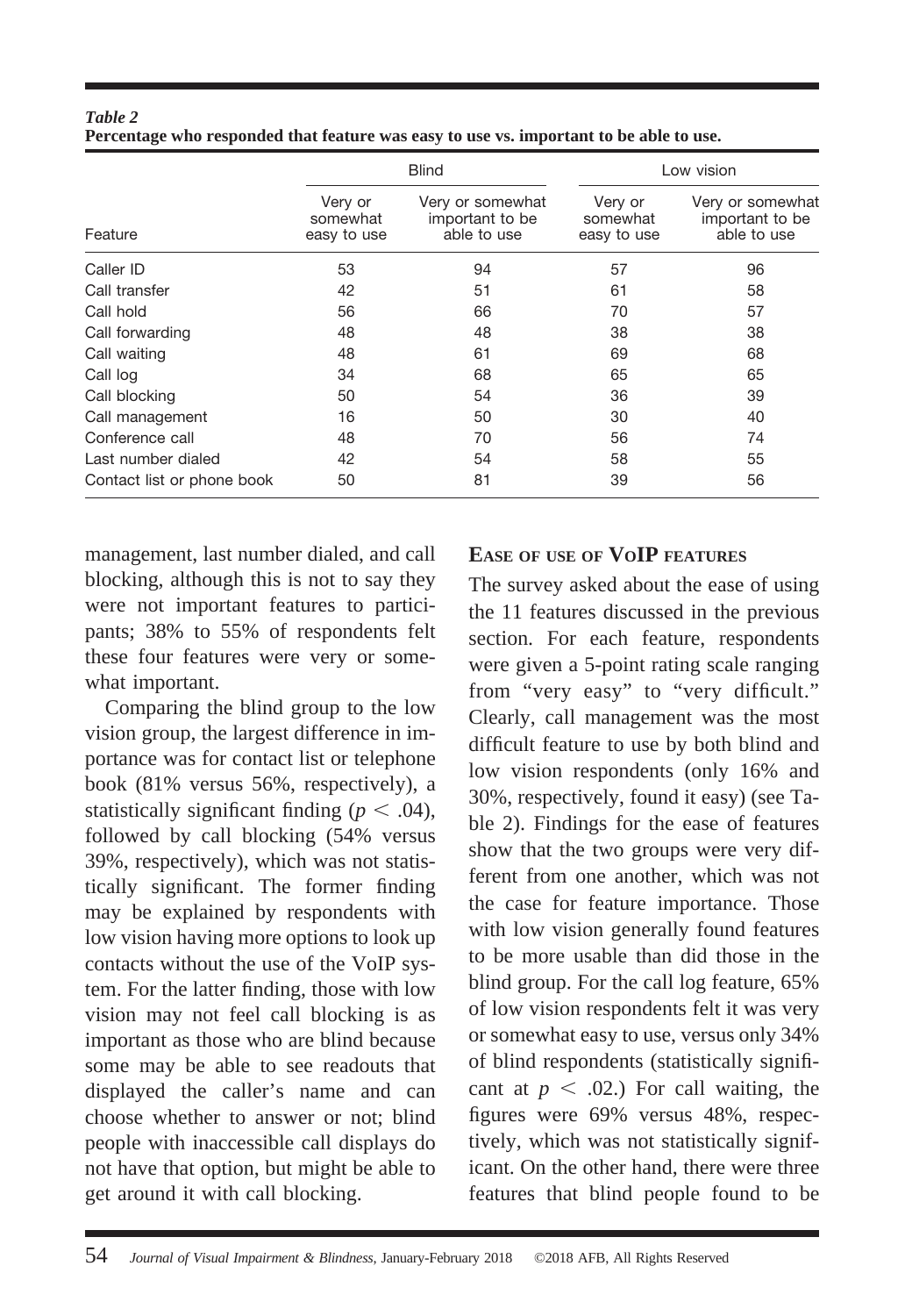*Table 2*
**Percentage who responded that feature was easy to use vs. important to be able to use.**

| Feature | Blind | | Low vision | |
|---|---|---|---|---|
| | Very or somewhat easy to use | Very or somewhat important to be able to use | Very or somewhat easy to use | Very or somewhat important to be able to use |
| Caller ID | 53 | 94 | 57 | 96 |
| Call transfer | 42 | 51 | 61 | 58 |
| Call hold | 56 | 66 | 70 | 57 |
| Call forwarding | 48 | 48 | 38 | 38 |
| Call waiting | 48 | 61 | 69 | 68 |
| Call log | 34 | 68 | 65 | 65 |
| Call blocking | 50 | 54 | 36 | 39 |
| Call management | 16 | 50 | 30 | 40 |
| Conference call | 48 | 70 | 56 | 74 |
| Last number dialed | 42 | 54 | 58 | 55 |
| Contact list or phone book | 50 | 81 | 39 | 56 |

management, last number dialed, and call blocking, although this is not to say they were not important features to participants; 38% to 55% of respondents felt these four features were very or somewhat important.

Comparing the blind group to the low vision group, the largest difference in importance was for contact list or telephone book (81% versus 56%, respectively), a statistically significant finding ($p < .04$), followed by call blocking (54% versus 39%, respectively), which was not statistically significant. The former finding may be explained by respondents with low vision having more options to look up contacts without the use of the VoIP system. For the latter finding, those with low vision may not feel call blocking is as important as those who are blind because some may be able to see readouts that displayed the caller's name and can choose whether to answer or not; blind people with inaccessible call displays do not have that option, but might be able to get around it with call blocking.

### Ease of use of VoIP features

The survey asked about the ease of using the 11 features discussed in the previous section. For each feature, respondents were given a 5-point rating scale ranging from "very easy" to "very difficult." Clearly, call management was the most difficult feature to use by both blind and low vision respondents (only 16% and 30%, respectively, found it easy) (see Table 2). Findings for the ease of features show that the two groups were very different from one another, which was not the case for feature importance. Those with low vision generally found features to be more usable than did those in the blind group. For the call log feature, 65% of low vision respondents felt it was very or somewhat easy to use, versus only 34% of blind respondents (statistically significant at $p < .02$.) For call waiting, the figures were 69% versus 48%, respectively, which was not statistically significant. On the other hand, there were three features that blind people found to be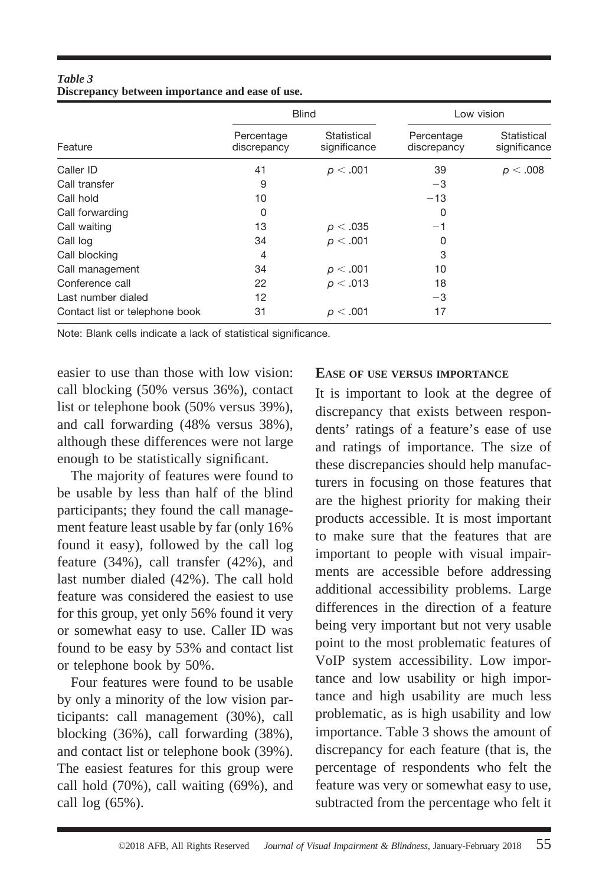*Table 3*
**Discrepancy between importance and ease of use.**

| | Blind | | Low vision | |
|---|---|---|---|---|
| Feature | Percentage discrepancy | Statistical significance | Percentage discrepancy | Statistical significance |
| Caller ID | 41 | $p < .001$ | 39 | $p < .008$ |
| Call transfer | 9 | | −3 | |
| Call hold | 10 | | −13 | |
| Call forwarding | 0 | | 0 | |
| Call waiting | 13 | $p < .035$ | −1 | |
| Call log | 34 | $p < .001$ | 0 | |
| Call blocking | 4 | | 3 | |
| Call management | 34 | $p < .001$ | 10 | |
| Conference call | 22 | $p < .013$ | 18 | |
| Last number dialed | 12 | | −3 | |
| Contact list or telephone book | 31 | $p < .001$ | 17 | |

Note: Blank cells indicate a lack of statistical significance.

easier to use than those with low vision: call blocking (50% versus 36%), contact list or telephone book (50% versus 39%), and call forwarding (48% versus 38%), although these differences were not large enough to be statistically significant.

The majority of features were found to be usable by less than half of the blind participants; they found the call management feature least usable by far (only 16% found it easy), followed by the call log feature (34%), call transfer (42%), and last number dialed (42%). The call hold feature was considered the easiest to use for this group, yet only 56% found it very or somewhat easy to use. Caller ID was found to be easy by 53% and contact list or telephone book by 50%.

Four features were found to be usable by only a minority of the low vision participants: call management (30%), call blocking (36%), call forwarding (38%), and contact list or telephone book (39%). The easiest features for this group were call hold (70%), call waiting (69%), and call log (65%).

### Ease of use versus importance

It is important to look at the degree of discrepancy that exists between respondents' ratings of a feature's ease of use and ratings of importance. The size of these discrepancies should help manufacturers in focusing on those features that are the highest priority for making their products accessible. It is most important to make sure that the features that are important to people with visual impairments are accessible before addressing additional accessibility problems. Large differences in the direction of a feature being very important but not very usable point to the most problematic features of VoIP system accessibility. Low importance and low usability or high importance and high usability are much less problematic, as is high usability and low importance. Table 3 shows the amount of discrepancy for each feature (that is, the percentage of respondents who felt the feature was very or somewhat easy to use, subtracted from the percentage who felt it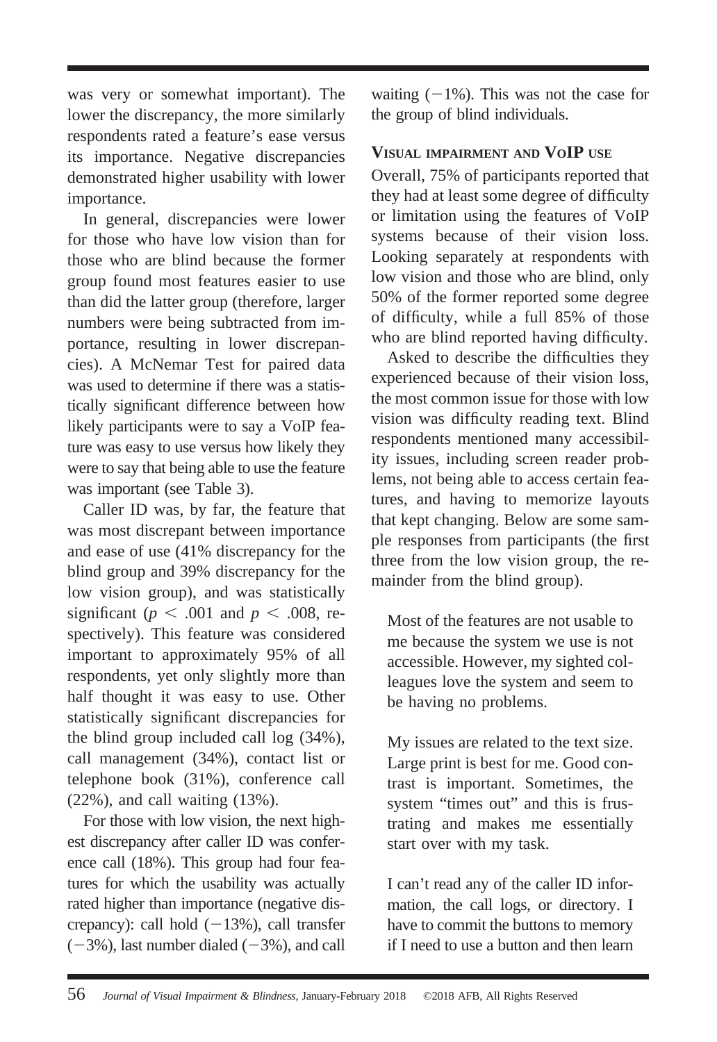was very or somewhat important). The lower the discrepancy, the more similarly respondents rated a feature's ease versus its importance. Negative discrepancies demonstrated higher usability with lower importance.

In general, discrepancies were lower for those who have low vision than for those who are blind because the former group found most features easier to use than did the latter group (therefore, larger numbers were being subtracted from importance, resulting in lower discrepancies). A McNemar Test for paired data was used to determine if there was a statistically significant difference between how likely participants were to say a VoIP feature was easy to use versus how likely they were to say that being able to use the feature was important (see Table 3).

Caller ID was, by far, the feature that was most discrepant between importance and ease of use (41% discrepancy for the blind group and 39% discrepancy for the low vision group), and was statistically significant ($p < .001$ and $p < .008$, respectively). This feature was considered important to approximately 95% of all respondents, yet only slightly more than half thought it was easy to use. Other statistically significant discrepancies for the blind group included call log (34%), call management (34%), contact list or telephone book (31%), conference call (22%), and call waiting (13%).

For those with low vision, the next highest discrepancy after caller ID was conference call (18%). This group had four features for which the usability was actually rated higher than importance (negative discrepancy): call hold (−13%), call transfer (−3%), last number dialed (−3%), and call waiting (−1%). This was not the case for the group of blind individuals.

### Visual impairment and VoIP use

Overall, 75% of participants reported that they had at least some degree of difficulty or limitation using the features of VoIP systems because of their vision loss. Looking separately at respondents with low vision and those who are blind, only 50% of the former reported some degree of difficulty, while a full 85% of those who are blind reported having difficulty.

Asked to describe the difficulties they experienced because of their vision loss, the most common issue for those with low vision was difficulty reading text. Blind respondents mentioned many accessibility issues, including screen reader problems, not being able to access certain features, and having to memorize layouts that kept changing. Below are some sample responses from participants (the first three from the low vision group, the remainder from the blind group).

> Most of the features are not usable to me because the system we use is not accessible. However, my sighted colleagues love the system and seem to be having no problems.

> My issues are related to the text size. Large print is best for me. Good contrast is important. Sometimes, the system "times out" and this is frustrating and makes me essentially start over with my task.

> I can't read any of the caller ID information, the call logs, or directory. I have to commit the buttons to memory if I need to use a button and then learn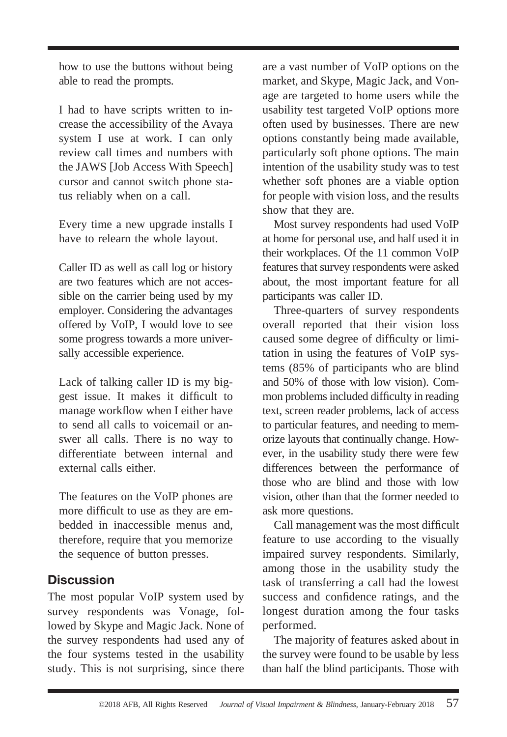how to use the buttons without being able to read the prompts.

> I had to have scripts written to increase the accessibility of the Avaya system I use at work. I can only review call times and numbers with the JAWS [Job Access With Speech] cursor and cannot switch phone status reliably when on a call.

> Every time a new upgrade installs I have to relearn the whole layout.

> Caller ID as well as call log or history are two features which are not accessible on the carrier being used by my employer. Considering the advantages offered by VoIP, I would love to see some progress towards a more universally accessible experience.

> Lack of talking caller ID is my biggest issue. It makes it difficult to manage workflow when I either have to send all calls to voicemail or answer all calls. There is no way to differentiate between internal and external calls either.

> The features on the VoIP phones are more difficult to use as they are embedded in inaccessible menus and, therefore, require that you memorize the sequence of button presses.

## Discussion

The most popular VoIP system used by survey respondents was Vonage, followed by Skype and Magic Jack. None of the survey respondents had used any of the four systems tested in the usability study. This is not surprising, since there are a vast number of VoIP options on the market, and Skype, Magic Jack, and Vonage are targeted to home users while the usability test targeted VoIP options more often used by businesses. There are new options constantly being made available, particularly soft phone options. The main intention of the usability study was to test whether soft phones are a viable option for people with vision loss, and the results show that they are.

Most survey respondents had used VoIP at home for personal use, and half used it in their workplaces. Of the 11 common VoIP features that survey respondents were asked about, the most important feature for all participants was caller ID.

Three-quarters of survey respondents overall reported that their vision loss caused some degree of difficulty or limitation in using the features of VoIP systems (85% of participants who are blind and 50% of those with low vision). Common problems included difficulty in reading text, screen reader problems, lack of access to particular features, and needing to memorize layouts that continually change. However, in the usability study there were few differences between the performance of those who are blind and those with low vision, other than that the former needed to ask more questions.

Call management was the most difficult feature to use according to the visually impaired survey respondents. Similarly, among those in the usability study the task of transferring a call had the lowest success and confidence ratings, and the longest duration among the four tasks performed.

The majority of features asked about in the survey were found to be usable by less than half the blind participants. Those with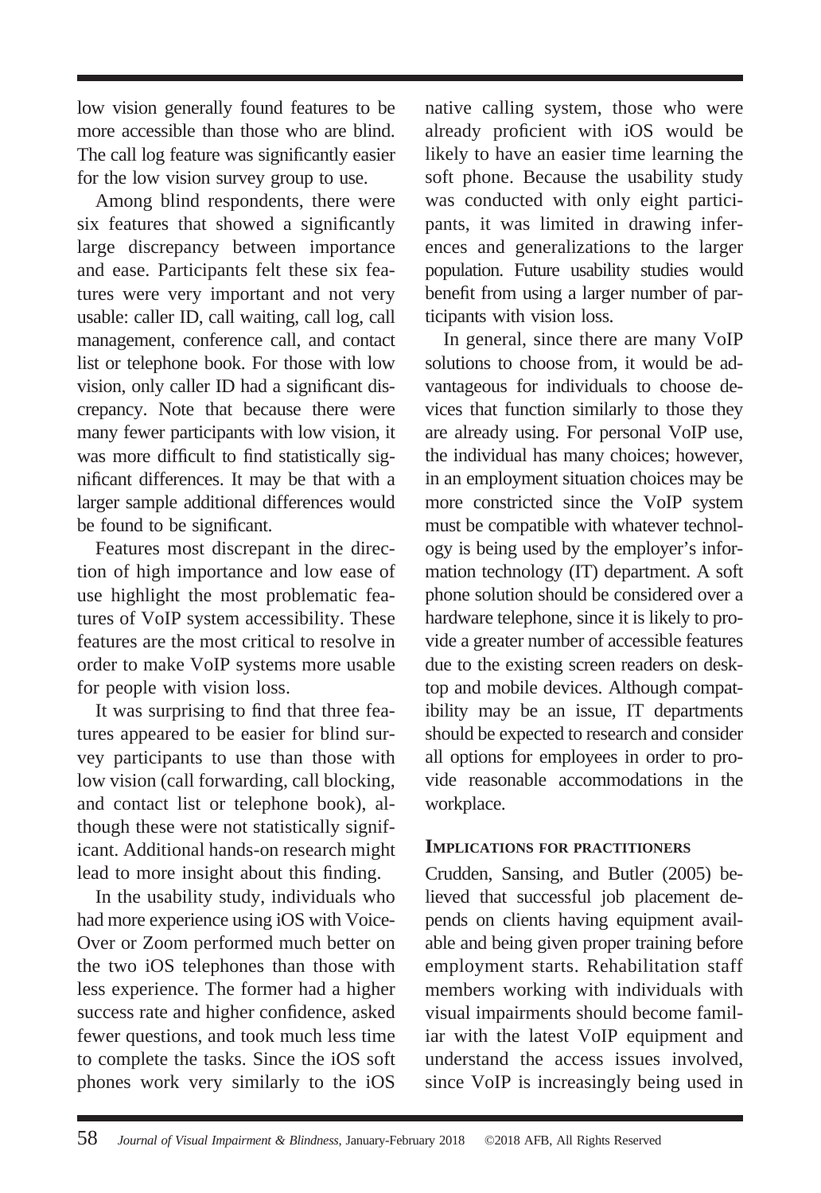low vision generally found features to be more accessible than those who are blind. The call log feature was significantly easier for the low vision survey group to use.

Among blind respondents, there were six features that showed a significantly large discrepancy between importance and ease. Participants felt these six features were very important and not very usable: caller ID, call waiting, call log, call management, conference call, and contact list or telephone book. For those with low vision, only caller ID had a significant discrepancy. Note that because there were many fewer participants with low vision, it was more difficult to find statistically significant differences. It may be that with a larger sample additional differences would be found to be significant.

Features most discrepant in the direction of high importance and low ease of use highlight the most problematic features of VoIP system accessibility. These features are the most critical to resolve in order to make VoIP systems more usable for people with vision loss.

It was surprising to find that three features appeared to be easier for blind survey participants to use than those with low vision (call forwarding, call blocking, and contact list or telephone book), although these were not statistically significant. Additional hands-on research might lead to more insight about this finding.

In the usability study, individuals who had more experience using iOS with VoiceOver or Zoom performed much better on the two iOS telephones than those with less experience. The former had a higher success rate and higher confidence, asked fewer questions, and took much less time to complete the tasks. Since the iOS soft phones work very similarly to the iOS native calling system, those who were already proficient with iOS would be likely to have an easier time learning the soft phone. Because the usability study was conducted with only eight participants, it was limited in drawing inferences and generalizations to the larger population. Future usability studies would benefit from using a larger number of participants with vision loss.

In general, since there are many VoIP solutions to choose from, it would be advantageous for individuals to choose devices that function similarly to those they are already using. For personal VoIP use, the individual has many choices; however, in an employment situation choices may be more constricted since the VoIP system must be compatible with whatever technology is being used by the employer's information technology (IT) department. A soft phone solution should be considered over a hardware telephone, since it is likely to provide a greater number of accessible features due to the existing screen readers on desktop and mobile devices. Although compatibility may be an issue, IT departments should be expected to research and consider all options for employees in order to provide reasonable accommodations in the workplace.

## Implications for practitioners

Crudden, Sansing, and Butler (2005) believed that successful job placement depends on clients having equipment available and being given proper training before employment starts. Rehabilitation staff members working with individuals with visual impairments should become familiar with the latest VoIP equipment and understand the access issues involved, since VoIP is increasingly being used in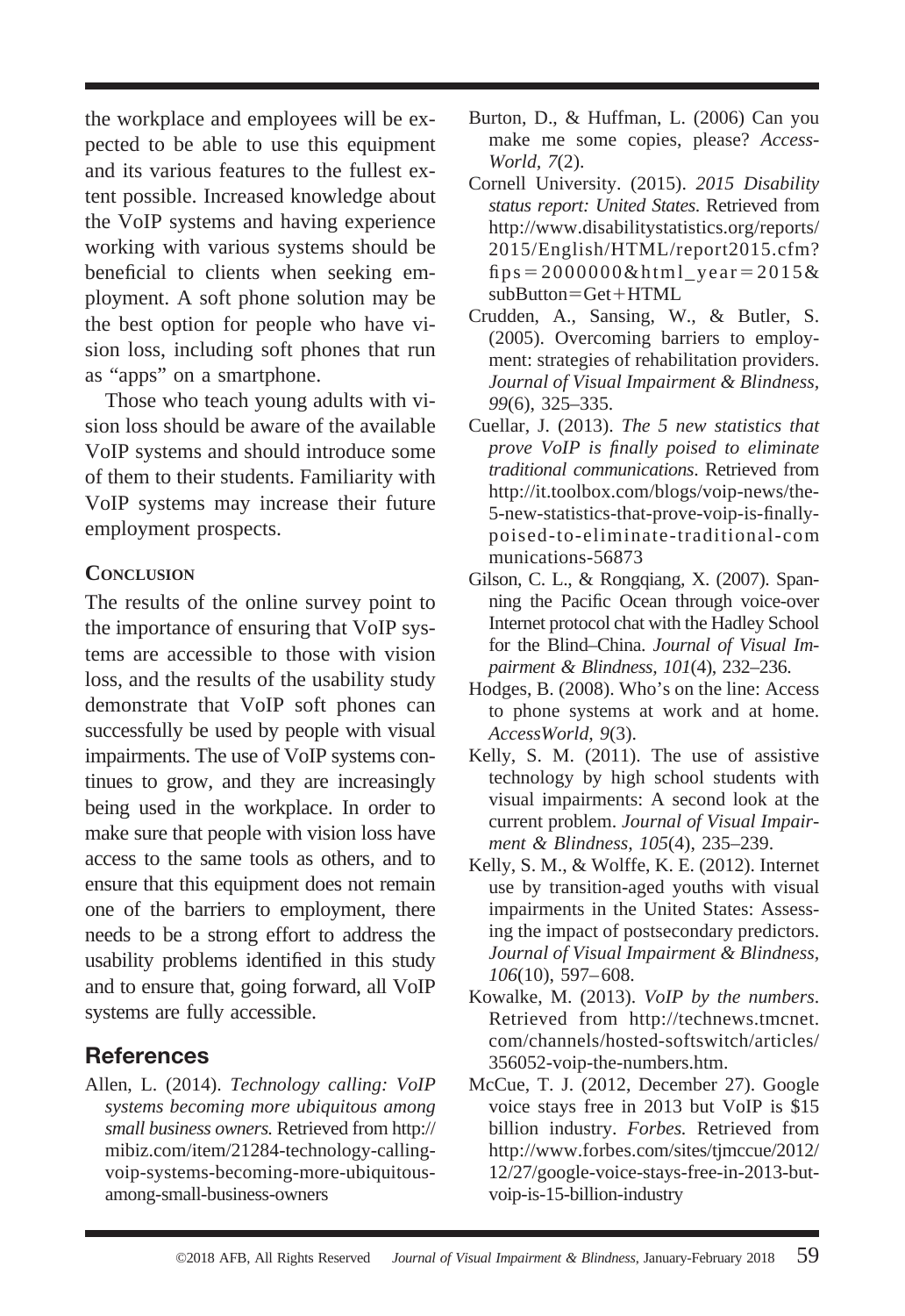the workplace and employees will be expected to be able to use this equipment and its various features to the fullest extent possible. Increased knowledge about the VoIP systems and having experience working with various systems should be beneficial to clients when seeking employment. A soft phone solution may be the best option for people who have vision loss, including soft phones that run as "apps" on a smartphone.

Those who teach young adults with vision loss should be aware of the available VoIP systems and should introduce some of them to their students. Familiarity with VoIP systems may increase their future employment prospects.

### Conclusion

The results of the online survey point to the importance of ensuring that VoIP systems are accessible to those with vision loss, and the results of the usability study demonstrate that VoIP soft phones can successfully be used by people with visual impairments. The use of VoIP systems continues to grow, and they are increasingly being used in the workplace. In order to make sure that people with vision loss have access to the same tools as others, and to ensure that this equipment does not remain one of the barriers to employment, there needs to be a strong effort to address the usability problems identified in this study and to ensure that, going forward, all VoIP systems are fully accessible.

## References

Allen, L. (2014). *Technology calling: VoIP systems becoming more ubiquitous among small business owners.* Retrieved from http://mibiz.com/item/21284-technology-calling-voip-systems-becoming-more-ubiquitous-among-small-business-owners

Burton, D., & Huffman, L. (2006) Can you make me some copies, please? *AccessWorld, 7*(2).

Cornell University. (2015). *2015 Disability status report: United States.* Retrieved from http://www.disabilitystatistics.org/reports/2015/English/HTML/report2015.cfm?fips=2000000&html_year=2015&subButton=Get+HTML

Crudden, A., Sansing, W., & Butler, S. (2005). Overcoming barriers to employment: strategies of rehabilitation providers. *Journal of Visual Impairment & Blindness, 99*(6), 325–335.

Cuellar, J. (2013). *The 5 new statistics that prove VoIP is finally poised to eliminate traditional communications.* Retrieved from http://it.toolbox.com/blogs/voip-news/the-5-new-statistics-that-prove-voip-is-finally-poised-to-eliminate-traditional-communications-56873

Gilson, C. L., & Rongqiang, X. (2007). Spanning the Pacific Ocean through voice-over Internet protocol chat with the Hadley School for the Blind–China. *Journal of Visual Impairment & Blindness, 101*(4), 232–236.

Hodges, B. (2008). Who's on the line: Access to phone systems at work and at home. *AccessWorld, 9*(3).

Kelly, S. M. (2011). The use of assistive technology by high school students with visual impairments: A second look at the current problem. *Journal of Visual Impairment & Blindness, 105*(4), 235–239.

Kelly, S. M., & Wolffe, K. E. (2012). Internet use by transition-aged youths with visual impairments in the United States: Assessing the impact of postsecondary predictors. *Journal of Visual Impairment & Blindness, 106*(10), 597–608.

Kowalke, M. (2013). *VoIP by the numbers.* Retrieved from http://technews.tmcnet.com/channels/hosted-softswitch/articles/356052-voip-the-numbers.htm.

McCue, T. J. (2012, December 27). Google voice stays free in 2013 but VoIP is $15 billion industry. *Forbes.* Retrieved from http://www.forbes.com/sites/tjmccue/2012/12/27/google-voice-stays-free-in-2013-but-voip-is-15-billion-industry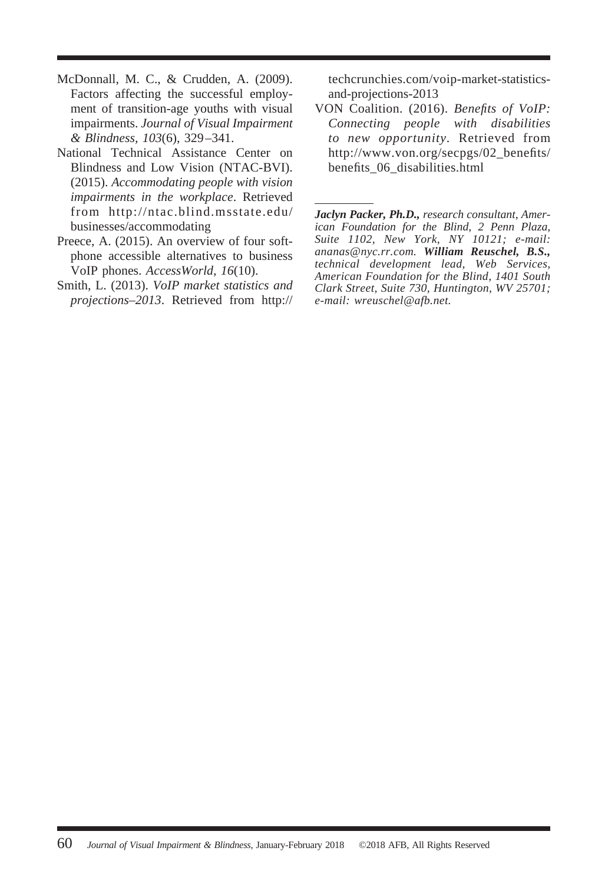McDonnall, M. C., & Crudden, A. (2009). Factors affecting the successful employment of transition-age youths with visual impairments. *Journal of Visual Impairment & Blindness, 103*(6), 329–341.

National Technical Assistance Center on Blindness and Low Vision (NTAC-BVI). (2015). *Accommodating people with vision impairments in the workplace*. Retrieved from http://ntac.blind.msstate.edu/businesses/accommodating

Preece, A. (2015). An overview of four softphone accessible alternatives to business VoIP phones. *AccessWorld, 16*(10).

Smith, L. (2013). *VoIP market statistics and projections–2013*. Retrieved from http://techcrunchies.com/voip-market-statistics-and-projections-2013

VON Coalition. (2016). *Benefits of VoIP: Connecting people with disabilities to new opportunity*. Retrieved from http://www.von.org/secpgs/02_benefits/benefits_06_disabilities.html

---

***Jaclyn Packer, Ph.D.,*** *research consultant, American Foundation for the Blind, 2 Penn Plaza, Suite 1102, New York, NY 10121; e-mail: ananas@nyc.rr.com.* ***William Reuschel, B.S.,*** *technical development lead, Web Services, American Foundation for the Blind, 1401 South Clark Street, Suite 730, Huntington, WV 25701; e-mail: wreuschel@afb.net.*